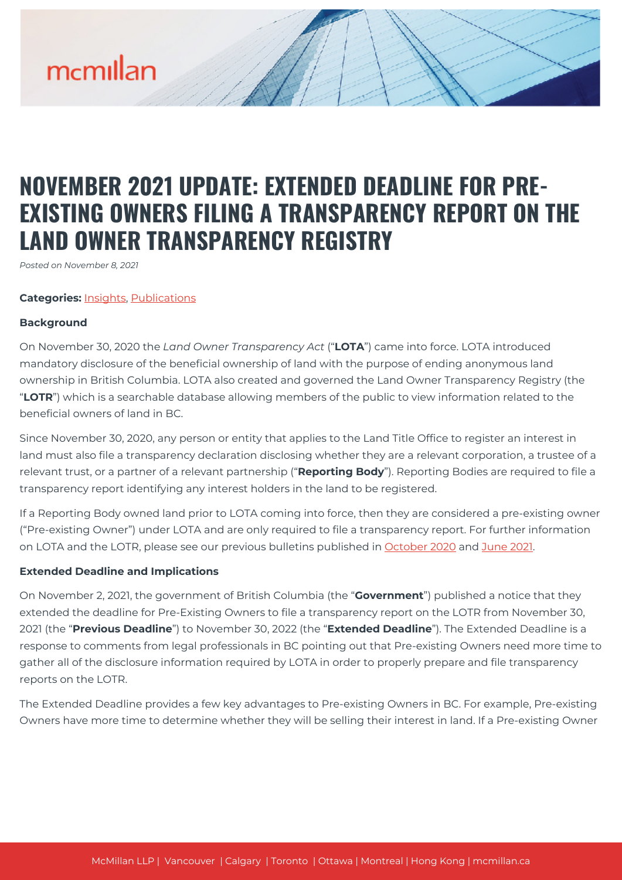# NOVEMBER 2021 UPDATE: EXTENDED DEADLINE FOR PRE-EXISTING OWNERS FILING A TRANSPARENCY REPORT ON THE LAND OWNER TRANSPARENCY REGISTRY

*Posted on November 8, 2021*

**Categories:** Insights, Publications

**Background**

On November 30, 2020 the *Land Owner Transparency Act* ("**LOTA**") came into force. LOTA introduced mandatory disclosure of the beneficial ownership of land with the purpose of ending anonymous land ownership in British Columbia. LOTA also created and governed the Land Owner Transparency Registry (the "**LOTR**") which is a searchable database allowing members of the public to view information related to the beneficial owners of land in BC.

Since November 30, 2020, any person or entity that applies to the Land Title Office to register an interest in land must also file a transparency declaration disclosing whether they are a relevant corporation, a trustee of a relevant trust, or a partner of a relevant partnership ("**Reporting Body**"). Reporting Bodies are required to file a transparency report identifying any interest holders in the land to be registered.

If a Reporting Body owned land prior to LOTA coming into force, then they are considered a pre-existing owner ("Pre-existing Owner") under LOTA and are only required to file a transparency report. For further information on LOTA and the LOTR, please see our previous bulletins published in October 2020 and June 2021.

**Extended Deadline and Implications**

On November 2, 2021, the government of British Columbia (the "**Government**") published a notice that they extended the deadline for Pre-Existing Owners to file a transparency report on the LOTR from November 30, 2021 (the "**Previous Deadline**") to November 30, 2022 (the "**Extended Deadline**"). The Extended Deadline is a response to comments from legal professionals in BC pointing out that Pre-existing Owners need more time to gather all of the disclosure information required by LOTA in order to properly prepare and file transparency reports on the LOTR.

The Extended Deadline provides a few key advantages to Pre-existing Owners in BC. For example, Pre-existing Owners have more time to determine whether they will be selling their interest in land. If a Pre-existing Owner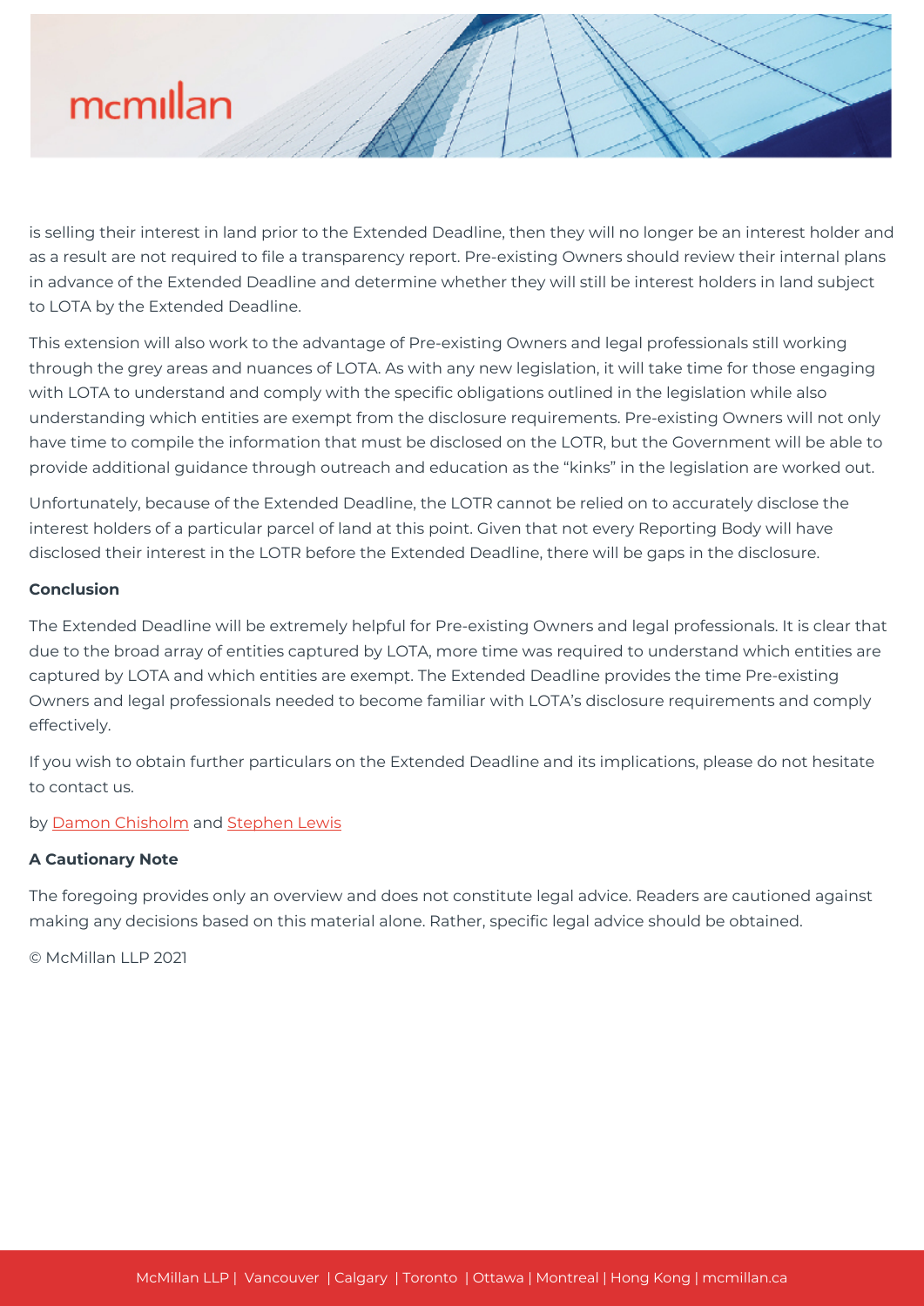is selling their interest in land prior to the Extended Deadline, then they will no longer be an interest holder and as a result are not required to file a transparency report. Pre-existing Owners should review their internal plans in advance of the Extended Deadline and determine whether they will still be interest holders in land subject to LOTA by the Extended Deadline.

This extension will also work to the advantage of Pre-existing Owners and legal professionals still working through the grey areas and nuances of LOTA. As with any new legislation, it will take time for those engaging with LOTA to understand and comply with the specific obligations outlined in the legislation while also understanding which entities are exempt from the disclosure requirements. Pre-existing Owners will not only have time to compile the information that must be disclosed on the LOTR, but the Government will be able to provide additional guidance through outreach and education as the "kinks" in the legislation are worked out.

Unfortunately, because of the Extended Deadline, the LOTR cannot be relied on to accurately disclose the interest holders of a particular parcel of land at this point. Given that not every Reporting Body will have disclosed their interest in the LOTR before the Extended Deadline, there will be gaps in the disclosure.

**Conclusion**

The Extended Deadline will be extremely helpful for Pre-existing Owners and legal professionals. It is clear that due to the broad array of entities captured by LOTA, more time was required to understand which entities are captured by LOTA and which entities are exempt. The Extended Deadline provides the time Pre-existing Owners and legal professionals needed to become familiar with LOTA's disclosure requirements and comply effectively.

If you wish to obtain further particulars on the Extended Deadline and its implications, please do not hesitate to contact us.

by Damon Chisholm and Stephen Lewis

**A Cautionary Note**

The foregoing provides only an overview and does not constitute legal advice. Readers are cautioned against making any decisions based on this material alone. Rather, specific legal advice should be obtained.

© McMillan LLP 2021